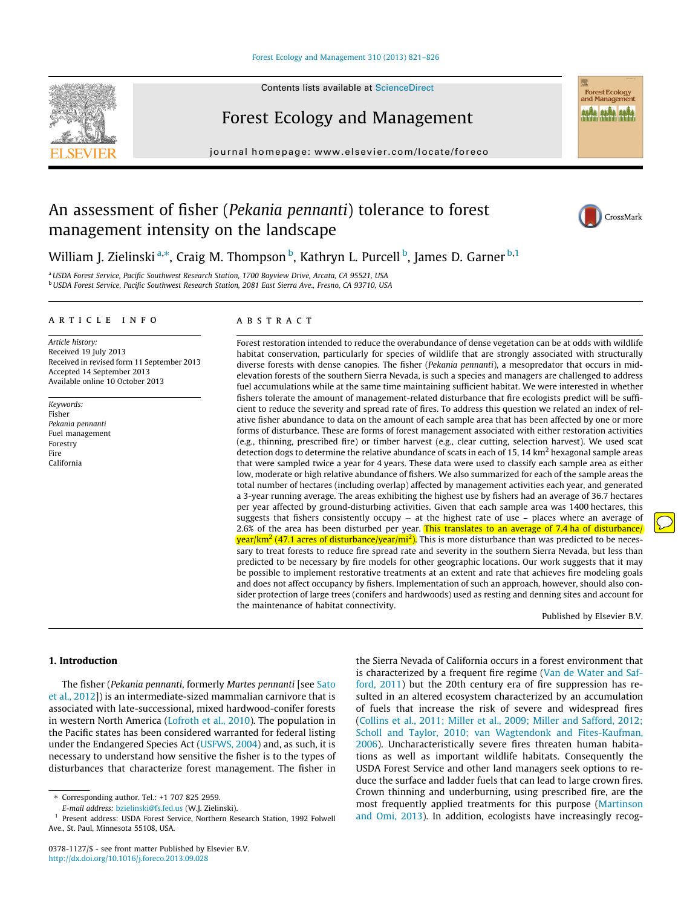# An assessment of fisher (*Pekania pennanti*) tolerance to forest management intensity on the landscape

William J. Zielinski [a,*], Craig M. Thompson [b], Kathryn L. Purcell [b], James D. Garner [b,1]

[a] USDA Forest Service, Pacific Southwest Research Station, 1700 Bayview Drive, Arcata, CA 95521, USA

[b] USDA Forest Service, Pacific Southwest Research Station, 2081 East Sierra Ave., Fresno, CA 93710, USA

## ARTICLE INFO

*Article history:*
Received 19 July 2013
Received in revised form 11 September 2013
Accepted 14 September 2013
Available online 10 October 2013

*Keywords:*
Fisher
*Pekania pennanti*
Fuel management
Forestry
Fire
California

## ABSTRACT

Forest restoration intended to reduce the overabundance of dense vegetation can be at odds with wildlife habitat conservation, particularly for species of wildlife that are strongly associated with structurally diverse forests with dense canopies. The fisher (*Pekania pennanti*), a mesopredator that occurs in mid-elevation forests of the southern Sierra Nevada, is such a species and managers are challenged to address fuel accumulations while at the same time maintaining sufficient habitat. We were interested in whether fishers tolerate the amount of management-related disturbance that fire ecologists predict will be sufficient to reduce the severity and spread rate of fires. To address this question we related an index of relative fisher abundance to data on the amount of each sample area that has been affected by one or more forms of disturbance. These are forms of forest management associated with either restoration activities (e.g., thinning, prescribed fire) or timber harvest (e.g., clear cutting, selection harvest). We used scat detection dogs to determine the relative abundance of scats in each of 15, 14 km$^2$ hexagonal sample areas that were sampled twice a year for 4 years. These data were used to classify each sample area as either low, moderate or high relative abundance of fishers. We also summarized for each of the sample areas the total number of hectares (including overlap) affected by management activities each year, and generated a 3-year running average. The areas exhibiting the highest use by fishers had an average of 36.7 hectares per year affected by ground-disturbing activities. Given that each sample area was 1400 hectares, this suggests that fishers consistently occupy – at the highest rate of use – places where an average of 2.6% of the area has been disturbed per year. This translates to an average of 7.4 ha of disturbance/year/km$^2$ (47.1 acres of disturbance/year/mi$^2$). This is more disturbance than was predicted to be necessary to treat forests to reduce fire spread rate and severity in the southern Sierra Nevada, but less than predicted to be necessary by fire models for other geographic locations. Our work suggests that it may be possible to implement restorative treatments at an extent and rate that achieves fire modeling goals and does not affect occupancy by fishers. Implementation of such an approach, however, should also consider protection of large trees (conifers and hardwoods) used as resting and denning sites and account for the maintenance of habitat connectivity.

Published by Elsevier B.V.

## 1. Introduction

The fisher (*Pekania pennanti*, formerly *Martes pennanti* [see Sato et al., 2012]) is an intermediate-sized mammalian carnivore that is associated with late-successional, mixed hardwood-conifer forests in western North America (Lofroth et al., 2010). The population in the Pacific states has been considered warranted for federal listing under the Endangered Species Act (USFWS, 2004) and, as such, it is necessary to understand how sensitive the fisher is to the types of disturbances that characterize forest management. The fisher in the Sierra Nevada of California occurs in a forest environment that is characterized by a frequent fire regime (Van de Water and Safford, 2011) but the 20th century era of fire suppression has resulted in an altered ecosystem characterized by an accumulation of fuels that increase the risk of severe and widespread fires (Collins et al., 2011; Miller et al., 2009; Miller and Safford, 2012; Scholl and Taylor, 2010; van Wagtendonk and Fites-Kaufman, 2006). Uncharacteristically severe fires threaten human habitations as well as important wildlife habitats. Consequently the USDA Forest Service and other land managers seek options to reduce the surface and ladder fuels that can lead to large crown fires. Crown thinning and underburning, using prescribed fire, are the most frequently applied treatments for this purpose (Martinson and Omi, 2013). In addition, ecologists have increasingly recog-

* Corresponding author. Tel.: +1 707 825 2959.
E-mail address: bzielinski@fs.fed.us (W.J. Zielinski).

[1] Present address: USDA Forest Service, Northern Research Station, 1992 Folwell Ave., St. Paul, Minnesota 55108, USA.

0378-1127/$ - see front matter Published by Elsevier B.V.
http://dx.doi.org/10.1016/j.foreco.2013.09.028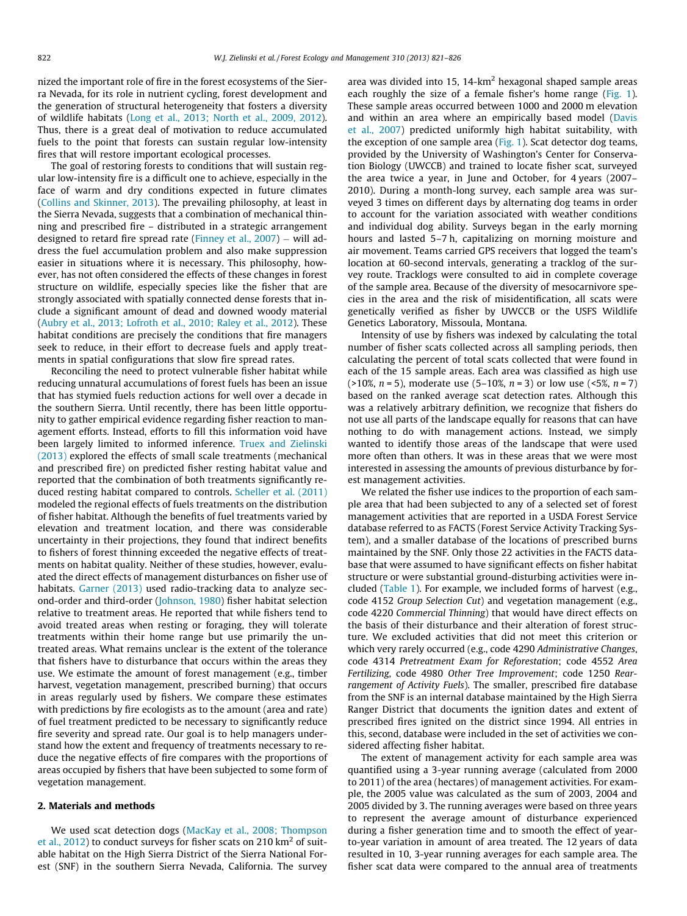nized the important role of fire in the forest ecosystems of the Sierra Nevada, for its role in nutrient cycling, forest development and the generation of structural heterogeneity that fosters a diversity of wildlife habitats (Long et al., 2013; North et al., 2009, 2012). Thus, there is a great deal of motivation to reduce accumulated fuels to the point that forests can sustain regular low-intensity fires that will restore important ecological processes.

The goal of restoring forests to conditions that will sustain regular low-intensity fire is a difficult one to achieve, especially in the face of warm and dry conditions expected in future climates (Collins and Skinner, 2013). The prevailing philosophy, at least in the Sierra Nevada, suggests that a combination of mechanical thinning and prescribed fire – distributed in a strategic arrangement designed to retard fire spread rate (Finney et al., 2007) – will address the fuel accumulation problem and also make suppression easier in situations where it is necessary. This philosophy, however, has not often considered the effects of these changes in forest structure on wildlife, especially species like the fisher that are strongly associated with spatially connected dense forests that include a significant amount of dead and downed woody material (Aubry et al., 2013; Lofroth et al., 2010; Raley et al., 2012). These habitat conditions are precisely the conditions that fire managers seek to reduce, in their effort to decrease fuels and apply treatments in spatial configurations that slow fire spread rates.

Reconciling the need to protect vulnerable fisher habitat while reducing unnatural accumulations of forest fuels has been an issue that has stymied fuels reduction actions for well over a decade in the southern Sierra. Until recently, there has been little opportunity to gather empirical evidence regarding fisher reaction to management efforts. Instead, efforts to fill this information void have been largely limited to informed inference. Truex and Zielinski (2013) explored the effects of small scale treatments (mechanical and prescribed fire) on predicted fisher resting habitat value and reported that the combination of both treatments significantly reduced resting habitat compared to controls. Scheller et al. (2011) modeled the regional effects of fuels treatments on the distribution of fisher habitat. Although the benefits of fuel treatments varied by elevation and treatment location, and there was considerable uncertainty in their projections, they found that indirect benefits to fishers of forest thinning exceeded the negative effects of treatments on habitat quality. Neither of these studies, however, evaluated the direct effects of management disturbances on fisher use of habitats. Garner (2013) used radio-tracking data to analyze second-order and third-order (Johnson, 1980) fisher habitat selection relative to treatment areas. He reported that while fishers tend to avoid treated areas when resting or foraging, they will tolerate treatments within their home range but use primarily the untreated areas. What remains unclear is the extent of the tolerance that fishers have to disturbance that occurs within the areas they use. We estimate the amount of forest management (e.g., timber harvest, vegetation management, prescribed burning) that occurs in areas regularly used by fishers. We compare these estimates with predictions by fire ecologists as to the amount (area and rate) of fuel treatment predicted to be necessary to significantly reduce fire severity and spread rate. Our goal is to help managers understand how the extent and frequency of treatments necessary to reduce the negative effects of fire compares with the proportions of areas occupied by fishers that have been subjected to some form of vegetation management.

## 2. Materials and methods

We used scat detection dogs (MacKay et al., 2008; Thompson et al., 2012) to conduct surveys for fisher scats on 210 km$^2$ of suitable habitat on the High Sierra District of the Sierra National Forest (SNF) in the southern Sierra Nevada, California. The survey area was divided into 15, 14-km$^2$ hexagonal shaped sample areas each roughly the size of a female fisher's home range (Fig. 1). These sample areas occurred between 1000 and 2000 m elevation and within an area where an empirically based model (Davis et al., 2007) predicted uniformly high habitat suitability, with the exception of one sample area (Fig. 1). Scat detector dog teams, provided by the University of Washington's Center for Conservation Biology (UWCCB) and trained to locate fisher scat, surveyed the area twice a year, in June and October, for 4 years (2007–2010). During a month-long survey, each sample area was surveyed 3 times on different days by alternating dog teams in order to account for the variation associated with weather conditions and individual dog ability. Surveys began in the early morning hours and lasted 5–7 h, capitalizing on morning moisture and air movement. Teams carried GPS receivers that logged the team's location at 60-second intervals, generating a tracklog of the survey route. Tracklogs were consulted to aid in complete coverage of the sample area. Because of the diversity of mesocarnivore species in the area and the risk of misidentification, all scats were genetically verified as fisher by UWCCB or the USFS Wildlife Genetics Laboratory, Missoula, Montana.

Intensity of use by fishers was indexed by calculating the total number of fisher scats collected across all sampling periods, then calculating the percent of total scats collected that were found in each of the 15 sample areas. Each area was classified as high use (>10%, $n = 5$), moderate use (5–10%, $n = 3$) or low use (<5%, $n = 7$) based on the ranked average scat detection rates. Although this was a relatively arbitrary definition, we recognize that fishers do not use all parts of the landscape equally for reasons that can have nothing to do with management actions. Instead, we simply wanted to identify those areas of the landscape that were used more often than others. It was in these areas that we were most interested in assessing the amounts of previous disturbance by forest management activities.

We related the fisher use indices to the proportion of each sample area that had been subjected to any of a selected set of forest management activities that are reported in a USDA Forest Service database referred to as FACTS (Forest Service Activity Tracking System), and a smaller database of the locations of prescribed burns maintained by the SNF. Only those 22 activities in the FACTS database that were assumed to have significant effects on fisher habitat structure or were substantial ground-disturbing activities were included (Table 1). For example, we included forms of harvest (e.g., code 4152 *Group Selection Cut*) and vegetation management (e.g., code 4220 *Commercial Thinning*) that would have direct effects on the basis of their disturbance and their alteration of forest structure. We excluded activities that did not meet this criterion or which very rarely occurred (e.g., code 4290 *Administrative Changes*, code 4314 *Pretreatment Exam for Reforestation*; code 4552 *Area Fertilizing*, code 4980 *Other Tree Improvement*; code 1250 *Rearrangement of Activity Fuels*). The smaller, prescribed fire database from the SNF is an internal database maintained by the High Sierra Ranger District that documents the ignition dates and extent of prescribed fires ignited on the district since 1994. All entries in this, second, database were included in the set of activities we considered affecting fisher habitat.

The extent of management activity for each sample area was quantified using a 3-year running average (calculated from 2000 to 2011) of the area (hectares) of management activities. For example, the 2005 value was calculated as the sum of 2003, 2004 and 2005 divided by 3. The running averages were based on three years to represent the average amount of disturbance experienced during a fisher generation time and to smooth the effect of year-to-year variation in amount of area treated. The 12 years of data resulted in 10, 3-year running averages for each sample area. The fisher scat data were compared to the annual area of treatments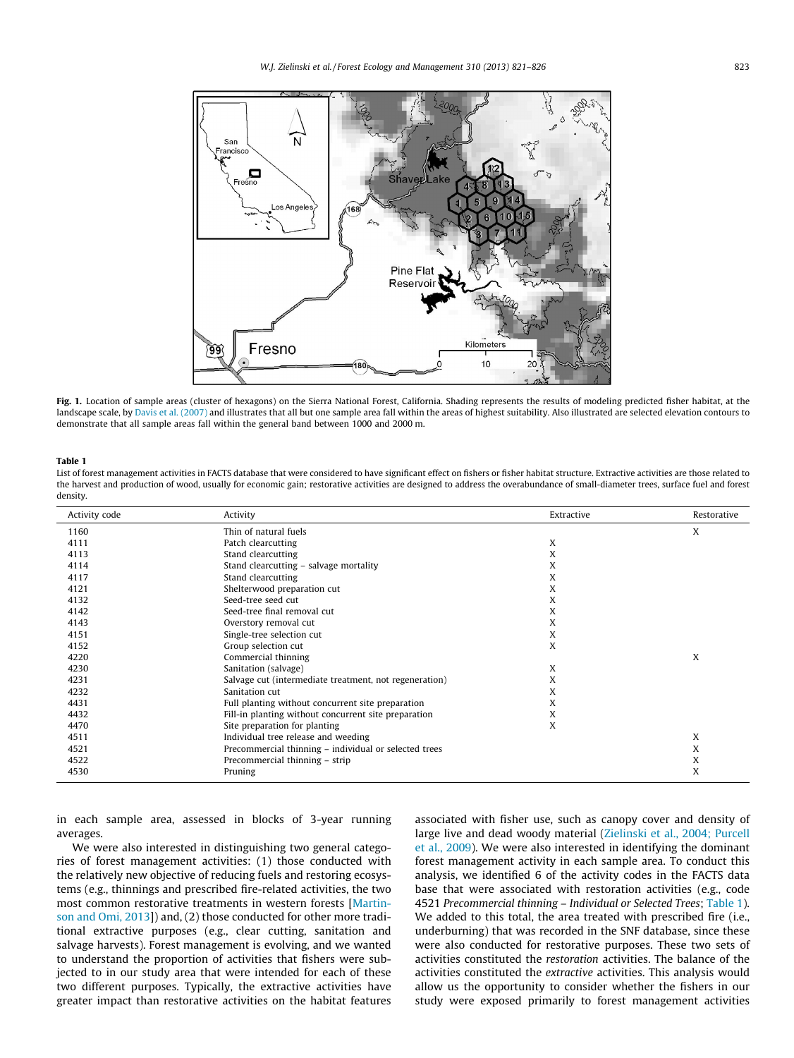**Fig. 1.** Location of sample areas (cluster of hexagons) on the Sierra National Forest, California. Shading represents the results of modeling predicted fisher habitat, at the landscape scale, by Davis et al. (2007) and illustrates that all but one sample area fall within the areas of highest suitability. Also illustrated are selected elevation contours to demonstrate that all sample areas fall within the general band between 1000 and 2000 m.

**Table 1**
List of forest management activities in FACTS database that were considered to have significant effect on fishers or fisher habitat structure. Extractive activities are those related to the harvest and production of wood, usually for economic gain; restorative activities are designed to address the overabundance of small-diameter trees, surface fuel and forest density.

| Activity code | Activity | Extractive | Restorative |
|---|---|---|---|
| 1160 | Thin of natural fuels | | X |
| 4111 | Patch clearcutting | X | |
| 4113 | Stand clearcutting | X | |
| 4114 | Stand clearcutting – salvage mortality | X | |
| 4117 | Stand clearcutting | X | |
| 4121 | Shelterwood preparation cut | X | |
| 4132 | Seed-tree seed cut | X | |
| 4142 | Seed-tree final removal cut | X | |
| 4143 | Overstory removal cut | X | |
| 4151 | Single-tree selection cut | X | |
| 4152 | Group selection cut | X | |
| 4220 | Commercial thinning | | X |
| 4230 | Sanitation (salvage) | X | |
| 4231 | Salvage cut (intermediate treatment, not regeneration) | X | |
| 4232 | Sanitation cut | X | |
| 4431 | Full planting without concurrent site preparation | X | |
| 4432 | Fill-in planting without concurrent site preparation | X | |
| 4470 | Site preparation for planting | X | |
| 4511 | Individual tree release and weeding | | X |
| 4521 | Precommercial thinning – individual or selected trees | | X |
| 4522 | Precommercial thinning – strip | | X |
| 4530 | Pruning | | X |

in each sample area, assessed in blocks of 3-year running averages.

We were also interested in distinguishing two general categories of forest management activities: (1) those conducted with the relatively new objective of reducing fuels and restoring ecosystems (e.g., thinnings and prescribed fire-related activities, the two most common restorative treatments in western forests [Martinson and Omi, 2013]) and, (2) those conducted for other more traditional extractive purposes (e.g., clear cutting, sanitation and salvage harvests). Forest management is evolving, and we wanted to understand the proportion of activities that fishers were subjected to in our study area that were intended for each of these two different purposes. Typically, the extractive activities have greater impact than restorative activities on the habitat features associated with fisher use, such as canopy cover and density of large live and dead woody material (Zielinski et al., 2004; Purcell et al., 2009). We were also interested in identifying the dominant forest management activity in each sample area. To conduct this analysis, we identified 6 of the activity codes in the FACTS data base that were associated with restoration activities (e.g., code 4521 *Precommercial thinning – Individual or Selected Trees*; Table 1). We added to this total, the area treated with prescribed fire (i.e., underburning) that was recorded in the SNF database, since these were also conducted for restorative purposes. These two sets of activities constituted the *restoration* activities. The balance of the activities constituted the *extractive* activities. This analysis would allow us the opportunity to consider whether the fishers in our study were exposed primarily to forest management activities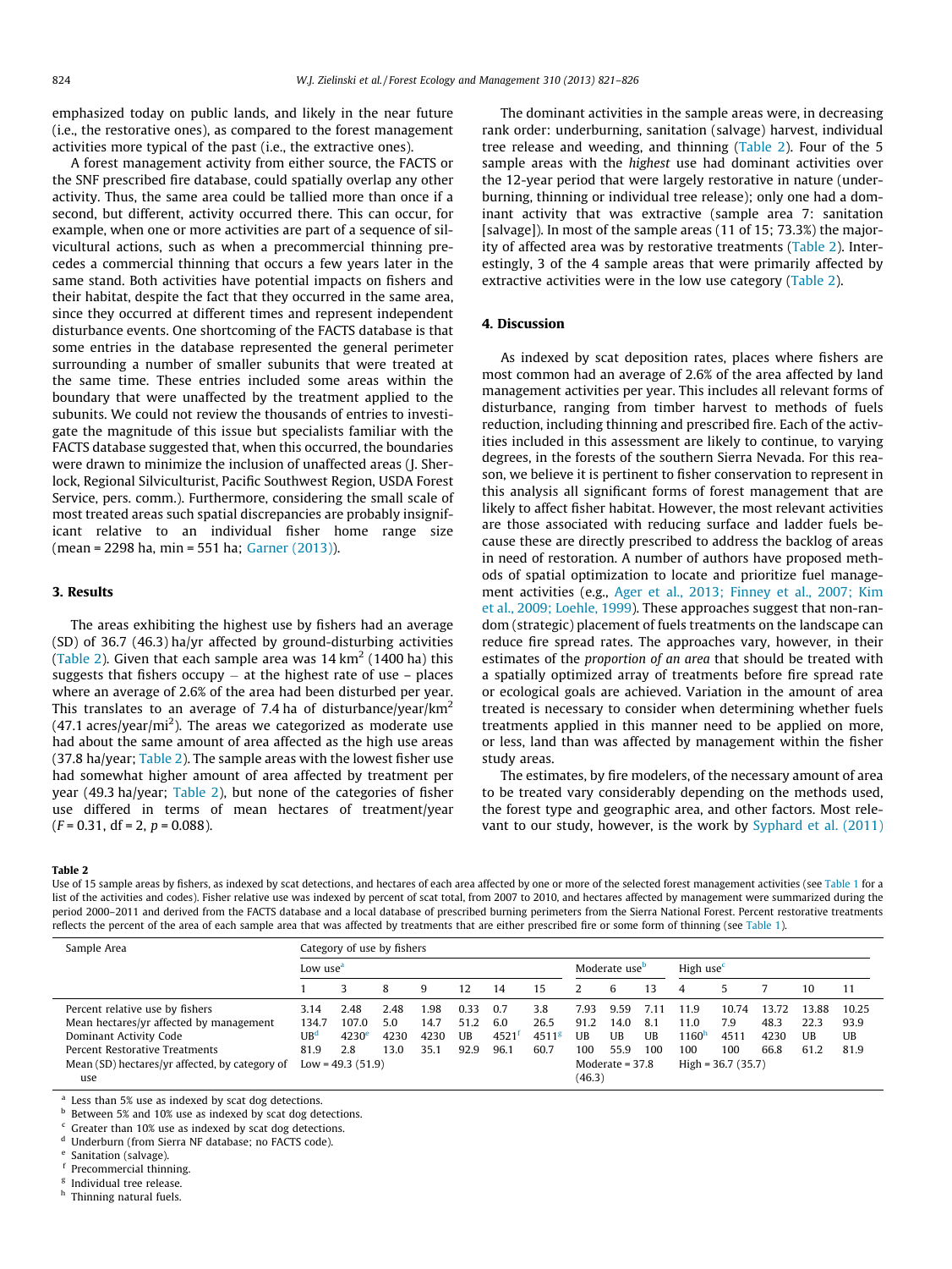emphasized today on public lands, and likely in the near future (i.e., the restorative ones), as compared to the forest management activities more typical of the past (i.e., the extractive ones).

A forest management activity from either source, the FACTS or the SNF prescribed fire database, could spatially overlap any other activity. Thus, the same area could be tallied more than once if a second, but different, activity occurred there. This can occur, for example, when one or more activities are part of a sequence of silvicultural actions, such as when a precommercial thinning precedes a commercial thinning that occurs a few years later in the same stand. Both activities have potential impacts on fishers and their habitat, despite the fact that they occurred in the same area, since they occurred at different times and represent independent disturbance events. One shortcoming of the FACTS database is that some entries in the database represented the general perimeter surrounding a number of smaller subunits that were treated at the same time. These entries included some areas within the boundary that were unaffected by the treatment applied to the subunits. We could not review the thousands of entries to investigate the magnitude of this issue but specialists familiar with the FACTS database suggested that, when this occurred, the boundaries were drawn to minimize the inclusion of unaffected areas (J. Sherlock, Regional Silviculturist, Pacific Southwest Region, USDA Forest Service, pers. comm.). Furthermore, considering the small scale of most treated areas such spatial discrepancies are probably insignificant relative to an individual fisher home range size (mean = 2298 ha, min = 551 ha; Garner (2013)).

## 3. Results

The areas exhibiting the highest use by fishers had an average (SD) of 36.7 (46.3) ha/yr affected by ground-disturbing activities (Table 2). Given that each sample area was 14 km$^2$ (1400 ha) this suggests that fishers occupy – at the highest rate of use – places where an average of 2.6% of the area had been disturbed per year. This translates to an average of 7.4 ha of disturbance/year/km$^2$ (47.1 acres/year/mi$^2$). The areas we categorized as moderate use had about the same amount of area affected as the high use areas (37.8 ha/year; Table 2). The sample areas with the lowest fisher use had somewhat higher amount of area affected by treatment per year (49.3 ha/year; Table 2), but none of the categories of fisher use differed in terms of mean hectares of treatment/year ($F = 0.31$, df = 2, $p = 0.088$).

The dominant activities in the sample areas were, in decreasing rank order: underburning, sanitation (salvage) harvest, individual tree release and weeding, and thinning (Table 2). Four of the 5 sample areas with the *highest* use had dominant activities over the 12-year period that were largely restorative in nature (underburning, thinning or individual tree release); only one had a dominant activity that was extractive (sample area 7: sanitation [salvage]). In most of the sample areas (11 of 15; 73.3%) the majority of affected area was by restorative treatments (Table 2). Interestingly, 3 of the 4 sample areas that were primarily affected by extractive activities were in the low use category (Table 2).

## 4. Discussion

As indexed by scat deposition rates, places where fishers are most common had an average of 2.6% of the area affected by land management activities per year. This includes all relevant forms of disturbance, ranging from timber harvest to methods of fuels reduction, including thinning and prescribed fire. Each of the activities included in this assessment are likely to continue, to varying degrees, in the forests of the southern Sierra Nevada. For this reason, we believe it is pertinent to fisher conservation to represent in this analysis all significant forms of forest management that are likely to affect fisher habitat. However, the most relevant activities are those associated with reducing surface and ladder fuels because these are directly prescribed to address the backlog of areas in need of restoration. A number of authors have proposed methods of spatial optimization to locate and prioritize fuel management activities (e.g., Ager et al., 2013; Finney et al., 2007; Kim et al., 2009; Loehle, 1999). These approaches suggest that non-random (strategic) placement of fuels treatments on the landscape can reduce fire spread rates. The approaches vary, however, in their estimates of the *proportion of an area* that should be treated with a spatially optimized array of treatments before fire spread rate or ecological goals are achieved. Variation in the amount of area treated is necessary to consider when determining whether fuels treatments applied in this manner need to be applied on more, or less, land than was affected by management within the fisher study areas.

The estimates, by fire modelers, of the necessary amount of area to be treated vary considerably depending on the methods used, the forest type and geographic area, and other factors. Most relevant to our study, however, is the work by Syphard et al. (2011)

**Table 2**
Use of 15 sample areas by fishers, as indexed by scat detections, and hectares of each area affected by one or more of the selected forest management activities (see Table 1 for a list of the activities and codes). Fisher relative use was indexed by percent of scat total, from 2007 to 2010, and hectares affected by management were summarized during the period 2000–2011 and derived from the FACTS database and a local database of prescribed burning perimeters from the Sierra National Forest. Percent restorative treatments reflects the percent of the area of each sample area that was affected by treatments that are either prescribed fire or some form of thinning (see Table 1).

| Sample Area | Category of use by fishers | | | | | | | | | | | | | | |
|---|---|---|---|---|---|---|---|---|---|---|---|---|---|---|---|
| | Low use[a] | | | | | | | Moderate use[b] | | | High use[c] | | | | |
| | 1 | 3 | 8 | 9 | 12 | 14 | 15 | 2 | 6 | 13 | 4 | 5 | 7 | 10 | 11 |
| Percent relative use by fishers | 3.14 | 2.48 | 2.48 | 1.98 | 0.33 | 0.7 | 3.8 | 7.93 | 9.59 | 7.11 | 11.9 | 10.74 | 13.72 | 13.88 | 10.25 |
| Mean hectares/yr affected by management | 134.7 | 107.0 | 5.0 | 14.7 | 51.2 | 6.0 | 26.5 | 91.2 | 14.0 | 8.1 | 11.0 | 7.9 | 48.3 | 22.3 | 93.9 |
| Dominant Activity Code | UB[d] | 4230[e] | 4230 | 4230 | UB | 4521[f] | 4511[g] | UB | UB | UB | 1160[h] | 4511 | 4230 | UB | UB |
| Percent Restorative Treatments | 81.9 | 2.8 | 13.0 | 35.1 | 92.9 | 96.1 | 60.7 | 100 | 55.9 | 100 | 100 | 100 | 66.8 | 61.2 | 81.9 |
| Mean (SD) hectares/yr affected, by category of use | Low = 49.3 (51.9) | | | | | | | Moderate = 37.8 (46.3) | | | High = 36.7 (35.7) | | | | |

[a] Less than 5% use as indexed by scat dog detections.
[b] Between 5% and 10% use as indexed by scat dog detections.
[c] Greater than 10% use as indexed by scat dog detections.
[d] Underburn (from Sierra NF database; no FACTS code).
[e] Sanitation (salvage).
[f] Precommercial thinning.
[g] Individual tree release.
[h] Thinning natural fuels.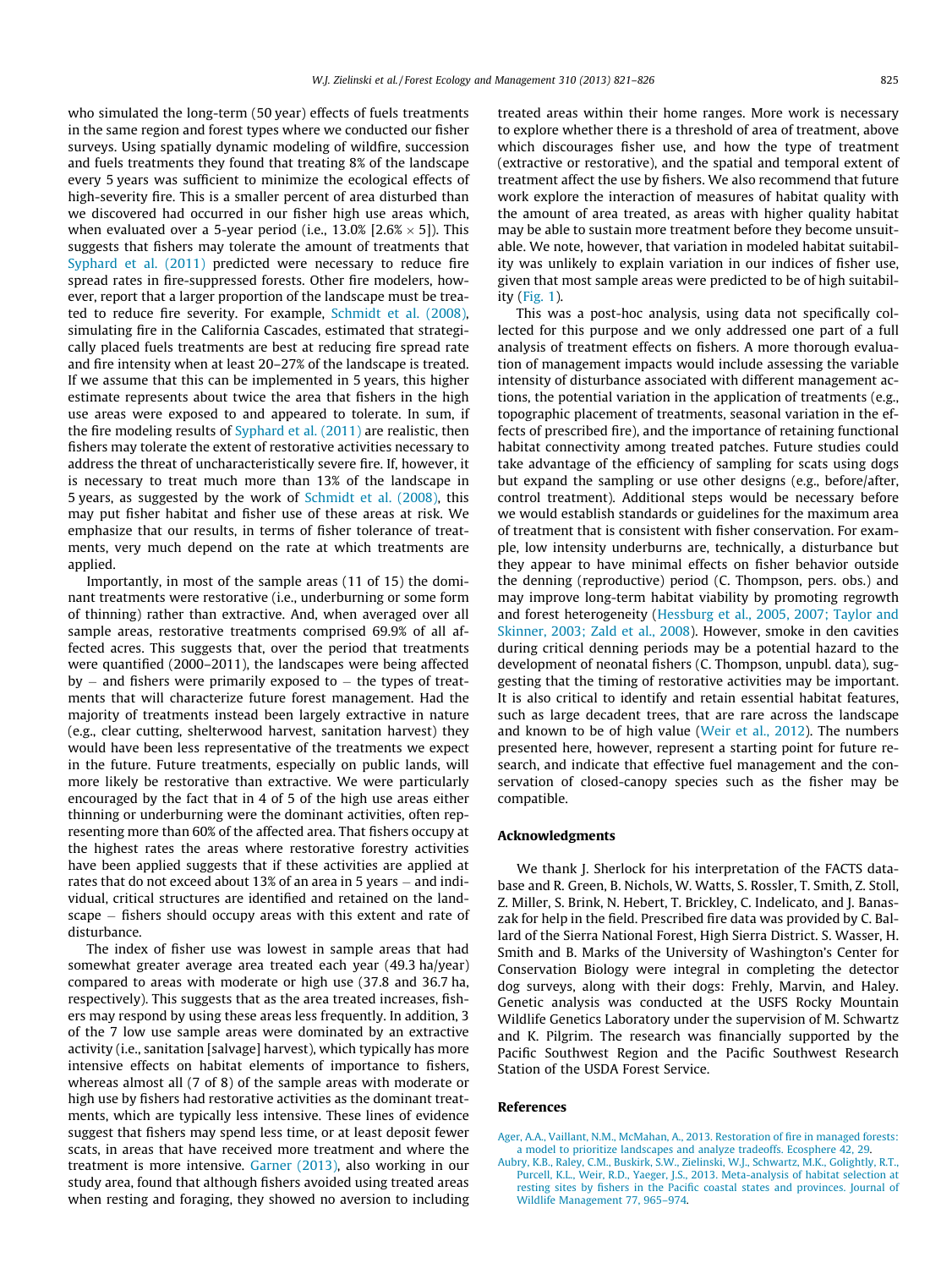who simulated the long-term (50 year) effects of fuels treatments in the same region and forest types where we conducted our fisher surveys. Using spatially dynamic modeling of wildfire, succession and fuels treatments they found that treating 8% of the landscape every 5 years was sufficient to minimize the ecological effects of high-severity fire. This is a smaller percent of area disturbed than we discovered had occurred in our fisher high use areas which, when evaluated over a 5-year period (i.e., 13.0% [2.6% × 5]). This suggests that fishers may tolerate the amount of treatments that Syphard et al. (2011) predicted were necessary to reduce fire spread rates in fire-suppressed forests. Other fire modelers, however, report that a larger proportion of the landscape must be treated to reduce fire severity. For example, Schmidt et al. (2008), simulating fire in the California Cascades, estimated that strategically placed fuels treatments are best at reducing fire spread rate and fire intensity when at least 20–27% of the landscape is treated. If we assume that this can be implemented in 5 years, this higher estimate represents about twice the area that fishers in the high use areas were exposed to and appeared to tolerate. In sum, if the fire modeling results of Syphard et al. (2011) are realistic, then fishers may tolerate the extent of restorative activities necessary to address the threat of uncharacteristically severe fire. If, however, it is necessary to treat much more than 13% of the landscape in 5 years, as suggested by the work of Schmidt et al. (2008), this may put fisher habitat and fisher use of these areas at risk. We emphasize that our results, in terms of fisher tolerance of treatments, very much depend on the rate at which treatments are applied.

Importantly, in most of the sample areas (11 of 15) the dominant treatments were restorative (i.e., underburning or some form of thinning) rather than extractive. And, when averaged over all sample areas, restorative treatments comprised 69.9% of all affected acres. This suggests that, over the period that treatments were quantified (2000–2011), the landscapes were being affected by – and fishers were primarily exposed to – the types of treatments that will characterize future forest management. Had the majority of treatments instead been largely extractive in nature (e.g., clear cutting, shelterwood harvest, sanitation harvest) they would have been less representative of the treatments we expect in the future. Future treatments, especially on public lands, will more likely be restorative than extractive. We were particularly encouraged by the fact that in 4 of 5 of the high use areas either thinning or underburning were the dominant activities, often representing more than 60% of the affected area. That fishers occupy at the highest rates the areas where restorative forestry activities have been applied suggests that if these activities are applied at rates that do not exceed about 13% of an area in 5 years – and individual, critical structures are identified and retained on the landscape – fishers should occupy areas with this extent and rate of disturbance.

The index of fisher use was lowest in sample areas that had somewhat greater average area treated each year (49.3 ha/year) compared to areas with moderate or high use (37.8 and 36.7 ha, respectively). This suggests that as the area treated increases, fishers may respond by using these areas less frequently. In addition, 3 of the 7 low use sample areas were dominated by an extractive activity (i.e., sanitation [salvage] harvest), which typically has more intensive effects on habitat elements of importance to fishers, whereas almost all (7 of 8) of the sample areas with moderate or high use by fishers had restorative activities as the dominant treatments, which are typically less intensive. These lines of evidence suggest that fishers may spend less time, or at least deposit fewer scats, in areas that have received more treatment and where the treatment is more intensive. Garner (2013), also working in our study area, found that although fishers avoided using treated areas when resting and foraging, they showed no aversion to including treated areas within their home ranges. More work is necessary to explore whether there is a threshold of area of treatment, above which discourages fisher use, and how the type of treatment (extractive or restorative), and the spatial and temporal extent of treatment affect the use by fishers. We also recommend that future work explore the interaction of measures of habitat quality with the amount of area treated, as areas with higher quality habitat may be able to sustain more treatment before they become unsuitable. We note, however, that variation in modeled habitat suitability was unlikely to explain variation in our indices of fisher use, given that most sample areas were predicted to be of high suitability (Fig. 1).

This was a post-hoc analysis, using data not specifically collected for this purpose and we only addressed one part of a full analysis of treatment effects on fishers. A more thorough evaluation of management impacts would include assessing the variable intensity of disturbance associated with different management actions, the potential variation in the application of treatments (e.g., topographic placement of treatments, seasonal variation in the effects of prescribed fire), and the importance of retaining functional habitat connectivity among treated patches. Future studies could take advantage of the efficiency of sampling for scats using dogs but expand the sampling or use other designs (e.g., before/after, control treatment). Additional steps would be necessary before we would establish standards or guidelines for the maximum area of treatment that is consistent with fisher conservation. For example, low intensity underburns are, technically, a disturbance but they appear to have minimal effects on fisher behavior outside the denning (reproductive) period (C. Thompson, pers. obs.) and may improve long-term habitat viability by promoting regrowth and forest heterogeneity (Hessburg et al., 2005, 2007; Taylor and Skinner, 2003; Zald et al., 2008). However, smoke in den cavities during critical denning periods may be a potential hazard to the development of neonatal fishers (C. Thompson, unpubl. data), suggesting that the timing of restorative activities may be important. It is also critical to identify and retain essential habitat features, such as large decadent trees, that are rare across the landscape and known to be of high value (Weir et al., 2012). The numbers presented here, however, represent a starting point for future research, and indicate that effective fuel management and the conservation of closed-canopy species such as the fisher may be compatible.

## Acknowledgments

We thank J. Sherlock for his interpretation of the FACTS database and R. Green, B. Nichols, W. Watts, S. Rossler, T. Smith, Z. Stoll, Z. Miller, S. Brink, N. Hebert, T. Brickley, C. Indelicato, and J. Banaszak for help in the field. Prescribed fire data was provided by C. Ballard of the Sierra National Forest, High Sierra District. S. Wasser, H. Smith and B. Marks of the University of Washington's Center for Conservation Biology were integral in completing the detector dog surveys, along with their dogs: Frehly, Marvin, and Haley. Genetic analysis was conducted at the USFS Rocky Mountain Wildlife Genetics Laboratory under the supervision of M. Schwartz and K. Pilgrim. The research was financially supported by the Pacific Southwest Region and the Pacific Southwest Research Station of the USDA Forest Service.

## References

Ager, A.A., Vaillant, N.M., McMahan, A., 2013. Restoration of fire in managed forests: a model to prioritize landscapes and analyze tradeoffs. Ecosphere 42, 29.

Aubry, K.B., Raley, C.M., Buskirk, S.W., Zielinski, W.J., Schwartz, M.K., Golightly, R.T., Purcell, K.L., Weir, R.D., Yaeger, J.S., 2013. Meta-analysis of habitat selection at resting sites by fishers in the Pacific coastal states and provinces. Journal of Wildlife Management 77, 965–974.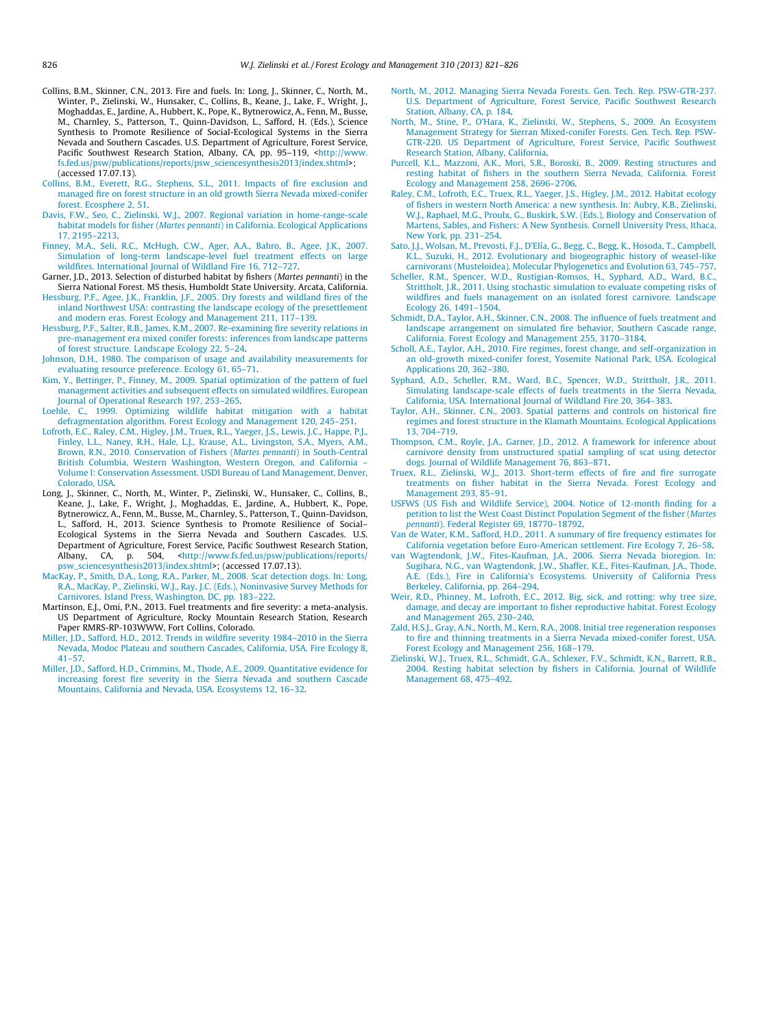Collins, B.M., Skinner, C.N., 2013. Fire and fuels. In: Long, J., Skinner, C., North, M., Winter, P., Zielinski, W., Hunsaker, C., Collins, B., Keane, J., Lake, F., Wright, J., Moghaddas, E., Jardine, A., Hubbert, K., Pope, K., Bytnerowicz, A., Fenn, M., Busse, M., Charnley, S., Patterson, T., Quinn-Davidson, L., Safford, H. (Eds.), Science Synthesis to Promote Resilience of Social-Ecological Systems in the Sierra Nevada and Southern Cascades. U.S. Department of Agriculture, Forest Service, Pacific Southwest Research Station, Albany, CA, pp. 95–119, <http://www.fs.fed.us/psw/publications/reports/psw_sciencesynthesis2013/index.shtml>; (accessed 17.07.13).

Collins, B.M., Everett, R.G., Stephens, S.L., 2011. Impacts of fire exclusion and managed fire on forest structure in an old growth Sierra Nevada mixed-conifer forest. Ecosphere 2, 51.

Davis, F.W., Seo, C., Zielinski, W.J., 2007. Regional variation in home-range-scale habitat models for fisher (*Martes pennanti*) in California. Ecological Applications 17, 2195–2213.

Finney, M.A., Seli, R.C., McHugh, C.W., Ager, A.A., Bahro, B., Agee, J.K., 2007. Simulation of long-term landscape-level fuel treatment effects on large wildfires. International Journal of Wildland Fire 16, 712–727.

Garner, J.D., 2013. Selection of disturbed habitat by fishers (*Martes pennanti*) in the Sierra National Forest. MS thesis, Humboldt State University. Arcata, California.

Hessburg, P.F., Agee, J.K., Franklin, J.F., 2005. Dry forests and wildland fires of the inland Northwest USA: contrasting the landscape ecology of the presettlement and modern eras. Forest Ecology and Management 211, 117–139.

Hessburg, P.F., Salter, R.B., James, K.M., 2007. Re-examining fire severity relations in pre-management era mixed conifer forests: inferences from landscape patterns of forest structure. Landscape Ecology 22, 5–24.

Johnson, D.H., 1980. The comparison of usage and availability measurements for evaluating resource preference. Ecology 61, 65–71.

Kim, Y., Bettinger, P., Finney, M., 2009. Spatial optimization of the pattern of fuel management activities and subsequent effects on simulated wildfires. European Journal of Operational Research 197, 253–265.

Loehle, C., 1999. Optimizing wildlife habitat mitigation with a habitat defragmentation algorithm. Forest Ecology and Management 120, 245–251.

Lofroth, E.C., Raley, C.M., Higley, J.M., Truex, R.L., Yaeger, J.S., Lewis, J.C., Happe, P.J., Finley, L.L., Naney, R.H., Hale, L.J., Krause, A.L., Livingston, S.A., Myers, A.M., Brown, R.N., 2010. Conservation of Fishers (*Martes pennanti*) in South-Central British Columbia, Western Washington, Western Oregon, and California – Volume I: Conservation Assessment. USDI Bureau of Land Management, Denver, Colorado, USA.

Long, J., Skinner, C., North, M., Winter, P., Zielinski, W., Hunsaker, C., Collins, B., Keane, J., Lake, F., Wright, J., Moghaddas, E., Jardine, A., Hubbert, K., Pope, Bytnerowicz, A., Fenn, M., Busse, M., Charnley, S., Patterson, T., Quinn-Davidson, L., Safford, H., 2013. Science Synthesis to Promote Resilience of Social–Ecological Systems in the Sierra Nevada and Southern Cascades. U.S. Department of Agriculture, Forest Service, Pacific Southwest Research Station, Albany, CA, p. 504, <http://www.fs.fed.us/psw/publications/reports/psw_sciencesynthesis2013/index.shtml>; (accessed 17.07.13).

MacKay, P., Smith, D.A., Long, R.A., Parker, M., 2008. Scat detection dogs. In: Long, R.A., MacKay, P., Zielinski, W.J., Ray, J.C. (Eds.), Noninvasive Survey Methods for Carnivores. Island Press, Washington, DC, pp. 183–222.

Martinson, E.J., Omi, P.N., 2013. Fuel treatments and fire severity: a meta-analysis. US Department of Agriculture, Rocky Mountain Research Station, Research Paper RMRS-RP-103WWW, Fort Collins, Colorado.

Miller, J.D., Safford, H.D., 2012. Trends in wildfire severity 1984–2010 in the Sierra Nevada, Modoc Plateau and southern Cascades, California, USA. Fire Ecology 8, 41–57.

Miller, J.D., Safford, H.D., Crimmins, M., Thode, A.E., 2009. Quantitative evidence for increasing forest fire severity in the Sierra Nevada and southern Cascade Mountains, California and Nevada, USA. Ecosystems 12, 16–32.

North, M., 2012. Managing Sierra Nevada Forests. Gen. Tech. Rep. PSW-GTR-237. U.S. Department of Agriculture, Forest Service, Pacific Southwest Research Station, Albany, CA, p. 184.

North, M., Stine, P., O'Hara, K., Zielinski, W., Stephens, S., 2009. An Ecosystem Management Strategy for Sierran Mixed-conifer Forests. Gen. Tech. Rep. PSW-GTR-220. US Department of Agriculture, Forest Service, Pacific Southwest Research Station, Albany, California.

Purcell, K.L., Mazzoni, A.K., Mori, S.R., Boroski, B., 2009. Resting structures and resting habitat of fishers in the southern Sierra Nevada, California. Forest Ecology and Management 258, 2696–2706.

Raley, C.M., Lofroth, E.C., Truex, R.L., Yaeger, J.S., Higley, J.M., 2012. Habitat ecology of fishers in western North America: a new synthesis. In: Aubry, K.B., Zielinski, W.J., Raphael, M.G., Proulx, G., Buskirk, S.W. (Eds.), Biology and Conservation of Martens, Sables, and Fishers: A New Synthesis. Cornell University Press, Ithaca, New York, pp. 231–254.

Sato, J.J., Wolsan, M., Prevosti, F.J., D'Elía, G., Begg, C., Begg, K., Hosoda, T., Campbell, K.L., Suzuki, H., 2012. Evolutionary and biogeographic history of weasel-like carnivorans (Musteloidea). Molecular Phylogenetics and Evolution 63, 745–757.

Scheller, R.M., Spencer, W.D., Rustigian-Romsos, H., Syphard, A.D., Ward, B.C., Strittholt, J.R., 2011. Using stochastic simulation to evaluate competing risks of wildfires and fuels management on an isolated forest carnivore. Landscape Ecology 26, 1491–1504.

Schmidt, D.A., Taylor, A.H., Skinner, C.N., 2008. The influence of fuels treatment and landscape arrangement on simulated fire behavior, Southern Cascade range, California. Forest Ecology and Management 255, 3170–3184.

Scholl, A.E., Taylor, A.H., 2010. Fire regimes, forest change, and self-organization in an old-growth mixed-conifer forest, Yosemite National Park, USA. Ecological Applications 20, 362–380.

Syphard, A.D., Scheller, R.M., Ward, B.C., Spencer, W.D., Strittholt, J.R., 2011. Simulating landscape-scale effects of fuels treatments in the Sierra Nevada, California, USA. International Journal of Wildland Fire 20, 364–383.

Taylor, A.H., Skinner, C.N., 2003. Spatial patterns and controls on historical fire regimes and forest structure in the Klamath Mountains. Ecological Applications 13, 704–719.

Thompson, C.M., Royle, J.A., Garner, J.D., 2012. A framework for inference about carnivore density from unstructured spatial sampling of scat using detector dogs. Journal of Wildlife Management 76, 863–871.

Truex, R.L., Zielinski, W.J., 2013. Short-term effects of fire and fire surrogate treatments on fisher habitat in the Sierra Nevada. Forest Ecology and Management 293, 85–91.

USFWS (US Fish and Wildlife Service), 2004. Notice of 12-month finding for a petition to list the West Coast Distinct Population Segment of the fisher (*Martes pennanti*). Federal Register 69, 18770–18792.

Van de Water, K.M., Safford, H.D., 2011. A summary of fire frequency estimates for California vegetation before Euro-American settlement. Fire Ecology 7, 26–58.

van Wagtendonk, J.W., Fites-Kaufman, J.A., 2006. Sierra Nevada bioregion. In: Sugihara, N.G., van Wagtendonk, J.W., Shaffer, K.E., Fites-Kaufman, J.A., Thode, A.E. (Eds.), Fire in California's Ecosystems. University of California Press Berkeley, California, pp. 264–294.

Weir, R.D., Phinney, M., Lofroth, E.C., 2012. Big, sick, and rotting: why tree size, damage, and decay are important to fisher reproductive habitat. Forest Ecology and Management 265, 230–240.

Zald, H.S.J., Gray, A.N., North, M., Kern, R.A., 2008. Initial tree regeneration responses to fire and thinning treatments in a Sierra Nevada mixed-conifer forest, USA. Forest Ecology and Management 256, 168–179.

Zielinski, W.J., Truex, R.L., Schmidt, G.A., Schlexer, F.V., Schmidt, K.N., Barrett, R.B., 2004. Resting habitat selection by fishers in California. Journal of Wildlife Management 68, 475–492.